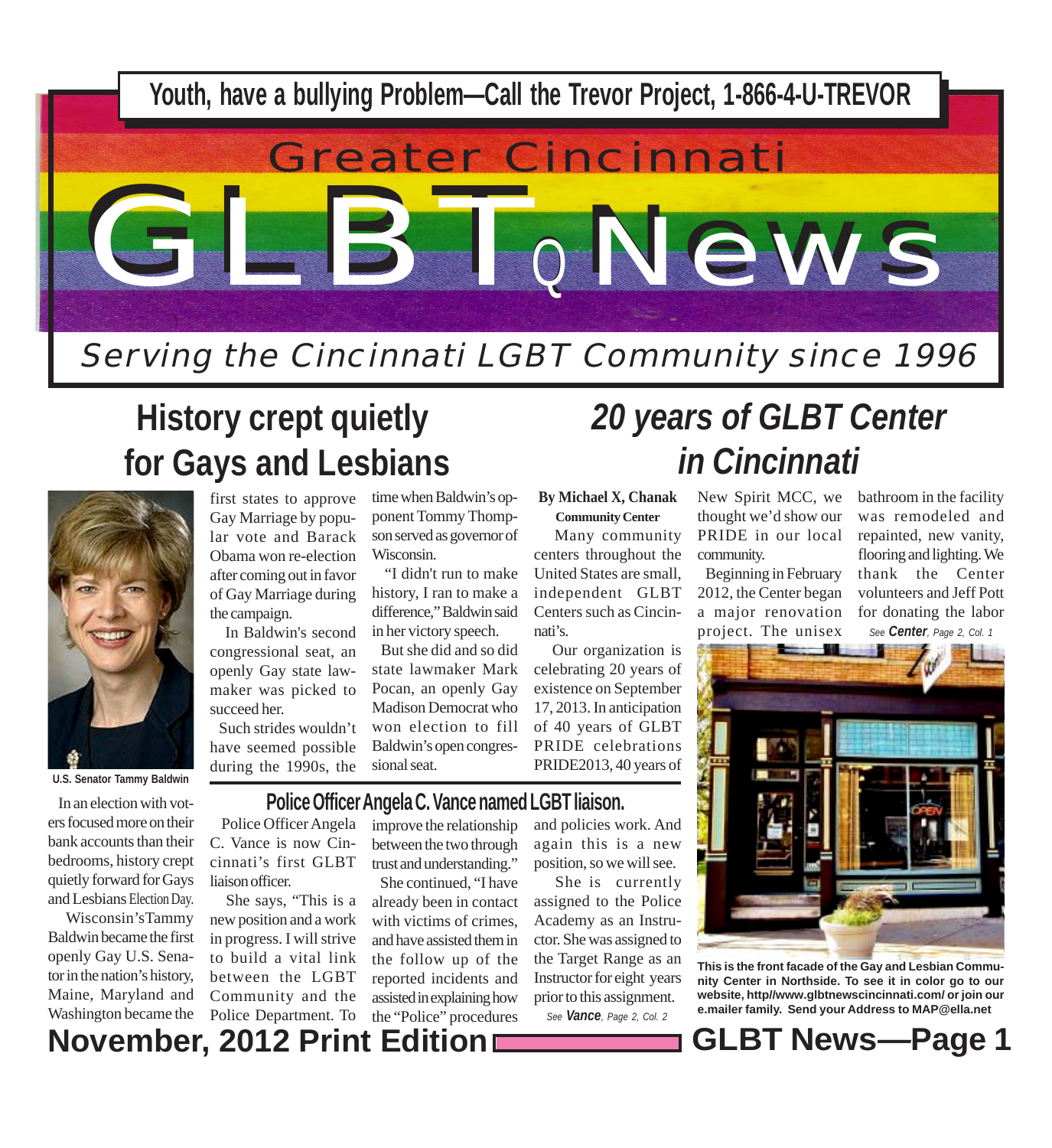**Youth, have a bullying Problem—Call the Trevor Project, 1-866-4-U-TREVOR**

# Greater Cincinnati GLBTQ News

*Serving the Cincinnati LGBT Community since 1996*

## History crept quietly for Gays and Lesbians

U.S. Senator Tammy Baldwin

In an election with voters focused more on their bank accounts than their bedrooms, history crept quietly forward for Gays and Lesbians Election Day.

Wisconsin's Tammy Baldwin became the first openly Gay U.S. Senator in the nation's history, Maine, Maryland and Washington became the first states to approve Gay Marriage by popular vote and Barack Obama won re-election after coming out in favor of Gay Marriage during the campaign.

In Baldwin's second congressional seat, an openly Gay state lawmaker was picked to succeed her.

Such strides wouldn't have seemed possible during the 1990s, the time when Baldwin's opponent Tommy Thompson served as governor of Wisconsin.

"I didn't run to make history, I ran to make a difference," Baldwin said in her victory speech.

But she did and so did state lawmaker Mark Pocan, an openly Gay Madison Democrat who won election to fill Baldwin's open congressional seat.

## Police Officer Angela C. Vance named LGBT liaison.

Police Officer Angela C. Vance is now Cincinnati's first GLBT liaison officer.

She says, "This is a new position and a work in progress. I will strive to build a vital link between the LGBT Community and the Police Department. To improve the relationship between the two through trust and understanding."

She continued, "I have already been in contact with victims of crimes, and have assisted them in the follow up of the reported incidents and assisted in explaining how the "Police" procedures and policies work. And again this is a new position, so we will see.

She is currently assigned to the Police Academy as an Instructor. She was assigned to the Target Range as an Instructor for eight years prior to this assignment.

*See* ***Vance****, Page 2, Col. 2*

## *20 years of GLBT Center in Cincinnati*

**By Michael X, Chanak**
**Community Center**

Many community centers throughout the United States are small, independent GLBT Centers such as Cincinnati's.

Our organization is celebrating 20 years of existence on September 17, 2013. In anticipation of 40 years of GLBT PRIDE celebrations PRIDE2013, 40 years of New Spirit MCC, we thought we'd show our PRIDE in our local community.

Beginning in February 2012, the Center began a major renovation project. The unisex bathroom in the facility was remodeled and repainted, new vanity, flooring and lighting. We thank the Center volunteers and Jeff Pott for donating the labor

*See* ***Center****, Page 2, Col. 1*

**This is the front facade of the Gay and Lesbian Community Center in Northside. To see it in color go to our website, http//www.glbtnewscincinnati.com/ or join our e.mailer family. Send your Address to MAP@ella.net**

**November, 2012 Print Edition**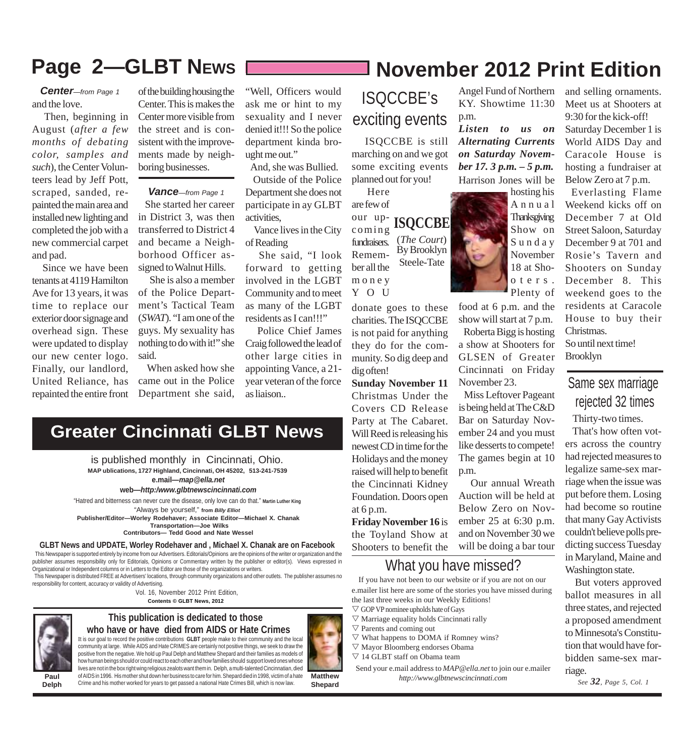***Center**—from Page 1*

and the love.

Then, beginning in August (*after a few months of debating color, samples and such*), the Center Volunteers lead by Jeff Pott, scraped, sanded, repainted the main area and installed new lighting and completed the job with a new commercial carpet and pad.

Since we have been tenants at 4119 Hamilton Ave for 13 years, it was time to replace our exterior door signage and overhead sign. These were updated to display our new center logo. Finally, our landlord, United Reliance, has repainted the entire front of the building housing the Center. This is makes the Center more visible from the street and is consistent with the improvements made by neighboring businesses.

***Vance**—from Page 1*

She started her career in District 3, was then transferred to District 4 and became a Neighborhood Officer assigned to Walnut Hills.

She is also a member of the Police Department's Tactical Team (*SWAT*). "I am one of the guys. My sexuality has nothing to do with it!" she said.

When asked how she came out in the Police Department she said, "Well, Officers would ask me or hint to my sexuality and I never denied it!!! So the police department kinda brought me out."

And, she was Bullied.

Outside of the Police Department she does not participate in ay GLBT activities,

Vance lives in the City of Reading

She said, "I look forward to getting involved in the LGBT Community and to meet as many of the LGBT residents as I can!!!"

Police Chief James Craig followed the lead of other large cities in appointing Vance, a 21-year veteran of the force as liaison..

## Greater Cincinnati GLBT News

is published monthly in Cincinnati, Ohio.
**MAP ublications, 1727 Highland, Cincinnati, OH 45202, 513-241-7539**
**e.mail—*map@ella.net***
**web—*http:/www.glbtnewscincinnati.com***

"Hatred and bitterness can never cure the disease, only love can do that." **Martin Luther King**
"Always be yourself," **from *Billy Elliot***

**Publisher/Editor—Worley Rodehaver; Associate Editor—Michael X. Chanak**
**Transportation—Joe Wilks**
**Contributors— Tedd Good and Nate Wessel**

**GLBT News and UPDATE, Worley Rodehaver and , Michael X. Chanak are on Facebook**

This Newspaper is supported entirely by income from our Advertisers. Editorials/Opinions are the opinions of the writer or organization and the publisher assumes responsibility only for Editorials, Opinions or Commentary written by the publisher or editor(s). Views expressed in Organizational or Independent columns or in Letters to the Editor are those of the organizations or writers.

This Newspaper is distributed FREE at Advertisers' locations, through community organizations and other outlets. The publisher assumes no responsibility for content, accuracy or validity of Advertising.

Vol. 16, November 2012 Print Edition,
**Contents © GLBT News, 2012**

### This publication is dedicated to those who have or have died from AIDS or Hate Crimes

It is our goal to record the positive contributions **GLBT** people make to their community and the local community at large. While AIDS and Hate CRIMES are certainly not positive things, we seek to draw the positive from the negative. We hold up Paul Delph and Matthew Shepard and their families as models of how human beings should or could react to each other and how families should support loved ones whose lives are not in the box right wing religious zealots want them in. Delph, a multi-talented Cincinnatian, died of AIDS in 1996. His mother shut down her business to care for him. Shepard died in 1998, victim of a hate Crime and his mother worked for years to get passed a national Hate Crimes Bill, which is now law.

**Paul Delph**

**Matthew Shepard**

## ISQCCBE's exciting events

**ISQCCBE**
(*The Court*)
By Brooklyn Steele-Teate

ISQCCBE is still marching on and we got some exciting events planned out for you!

Here are few of our upcoming fundraisers. Remember all the money YOU donate goes to these charities. The ISQCCBE is not paid for anything they do for the community. So dig deep and dig often!

**Sunday November 11** Christmas Under the Covers CD Release Party at The Cabaret. Will Reed is releasing his newest CD in time for the Holidays and the money raised will help to benefit the Cincinnati Kidney Foundation. Doors open at 6 p.m.

**Friday November 16** is the Toyland Show at Shooters to benefit the Angel Fund of Northern KY. Showtime 11:30 p.m.

***Listen to us on Alternating Currents on Saturday November 17. 3 p.m. – 5 p.m.***

Harrison Jones will be hosting his Annual Thanksgiving Show on Sunday November 18 at Shooters. Plenty of food at 6 p.m. and the show will start at 7 p.m.

Roberta Bigg is hosting a show at Shooters for GLSEN of Greater Cincinnati on Friday November 23.

Miss Leftover Pageant is being held at The C&D Bar on Saturday November 24 and you must like desserts to compete! The games begin at 10 p.m.

Our annual Wreath Auction will be held at Below Zero on November 25 at 6:30 p.m. and on November 30 we will be doing a bar tour and selling ornaments. Meet us at Shooters at 9:30 for the kick-off!

Saturday December 1 is World AIDS Day and Caracole House is hosting a fundraiser at Below Zero at 7 p.m.

Everlasting Flame Weekend kicks off on December 7 at Old Street Saloon, Saturday December 9 at 701 and Rosie's Tavern and Shooters on Sunday December 8. This weekend goes to the residents at Caracole House to buy their Christmas.

So until next time!
Brooklyn

## What you have missed?

If you have not been to our website or if you are not on our e.mailer list here are some of the stories you have missed during the last three weeks in our Weekly Editions!

- ▽ GOP VP nominee upholds hate of Gays
- ▽ Marriage equality holds Cincinnati rally
- ▽ Parents and coming out
- ▽ What happens to DOMA if Romney wins?
- ▽ Mayor Bloomberg endorses Obama
- ▽ 14 GLBT staff on Obama team

Send your e.mail address to *MAP@ella.net* to join our e.mailer
*http://www.glbtnewscincinnati.com*

## Same sex marriage rejected 32 times

Thirty-two times.

That's how often voters across the country had rejected measures to legalize same-sex marriage when the issue was put before them. Losing had become so routine that many Gay Activists couldn't believe polls predicting success Tuesday in Maryland, Maine and Washington state.

But voters approved ballot measures in all three states, and rejected a proposed amendment to Minnesota's Constitution that would have forbidden same-sex marriage.

*See **32**, Page 5, Col. 1*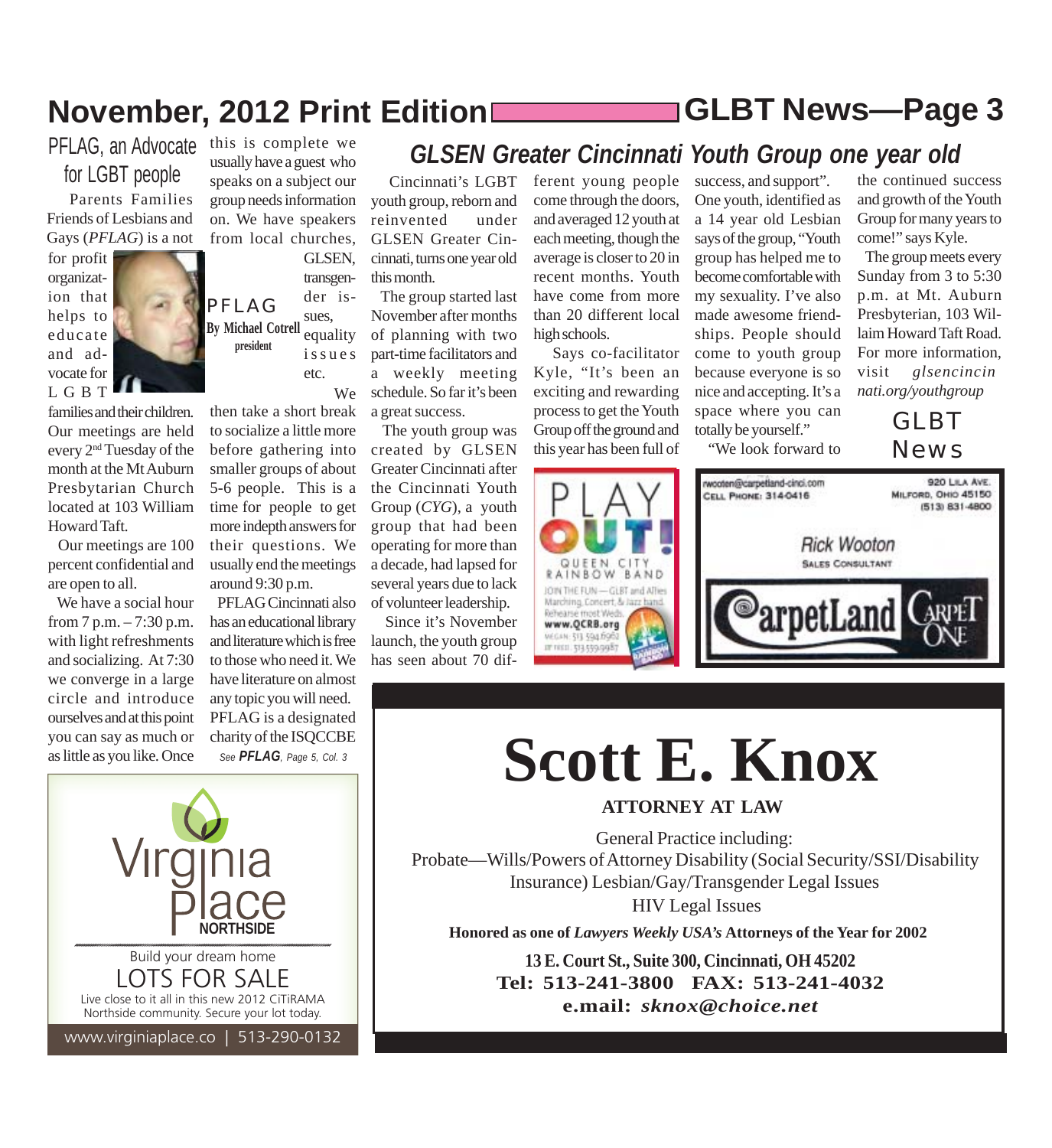## PFLAG, an Advocate for LGBT people

**PFLAG**
**By Michael Cotrell**
**president**

Parents Families Friends of Lesbians and Gays (*PFLAG*) is a not for profit organization that helps to educate and advocate for LGBT families and their children. Our meetings are held every 2nd Tuesday of the month at the Mt Auburn Presbyterian Church located at 103 William Howard Taft.

Our meetings are 100 percent confidential and are open to all.

We have a social hour from 7 p.m. – 7:30 p.m. with light refreshments and socializing. At 7:30 we converge in a large circle and introduce ourselves and at this point you can say as much or as little as you like. Once this is complete we usually have a guest who speaks on a subject our group needs information on. We have speakers from local churches, GLSEN, transgender issues, equality issues etc.

We then take a short break to socialize a little more before gathering into smaller groups of about 5-6 people. This is a time for people to get more indepth answers for their questions. We usually end the meetings around 9:30 p.m.

PFLAG Cincinnati also has an educational library and literature which is free to those who need it. We have literature on almost any topic you will need. PFLAG is a designated charity of the ISQCCBE

*See* ***PFLAG****, Page 5, Col. 3*

## *GLSEN Greater Cincinnati Youth Group one year old*

Cincinnati's LGBT youth group, reborn and reinvented under GLSEN Greater Cincinnati, turns one year old this month.

The group started last November after months of planning with two part-time facilitators and a weekly meeting schedule. So far it's been a great success.

The youth group was created by GLSEN Greater Cincinnati after the Cincinnati Youth Group (*CYG*), a youth group that had been operating for more than a decade, had lapsed for several years due to lack of volunteer leadership.

Since it's November launch, the youth group has seen about 70 different young people come through the doors, and averaged 12 youth at each meeting, though the average is closer to 20 in recent months. Youth have come from more than 20 different local high schools.

Says co-facilitator Kyle, "It's been an exciting and rewarding process to get the Youth Group off the ground and this year has been full of success, and support". One youth, identified as a 14 year old Lesbian says of the group, "Youth group has helped me to become comfortable with my sexuality. I've also made awesome friendships. People should come to youth group because everyone is so nice and accepting. It's a space where you can totally be yourself."

"We look forward to the continued success and growth of the Youth Group for many years to come!" says Kyle.

The group meets every Sunday from 3 to 5:30 p.m. at Mt. Auburn Presbyterian, 103 William Howard Taft Road. For more information, visit *glsencincinnati.org/youthgroup*

GLBT News

---

PLAY OUT!
QUEEN CITY RAINBOW BAND
JOIN THE FUN—GLBT and Allies
Marching, Concert, & Jazz band
Rehearse most Weds.
www.QCRB.org
MEGAN: 513.594.6962
JIFFREE: 513.559.9987

---

rwooten@carpetland-cinci.com
CELL PHONE: 314-0416
920 LILA AVE.
MILFORD, OHIO 45150
(513) 831-4800

Rick Wooton
SALES CONSULTANT

CarpetLand CARPET ONE

---

Virginia Place
NORTHSIDE

Build your dream home
LOTS FOR SALE
Live close to it all in this new 2012 CiTiRAMA Northside community. Secure your lot today.

www.virginiaplace.co | 513-290-0132

---

# Scott E. Knox

**ATTORNEY AT LAW**

General Practice including:
Probate—Wills/Powers of Attorney Disability (Social Security/SSI/Disability Insurance) Lesbian/Gay/Transgender Legal Issues
HIV Legal Issues

**Honored as one of *Lawyers Weekly USA's* Attorneys of the Year for 2002**

**13 E. Court St., Suite 300, Cincinnati, OH 45202**
**Tel: 513-241-3800 FAX: 513-241-4032**
**e.mail: *sknox@choice.net***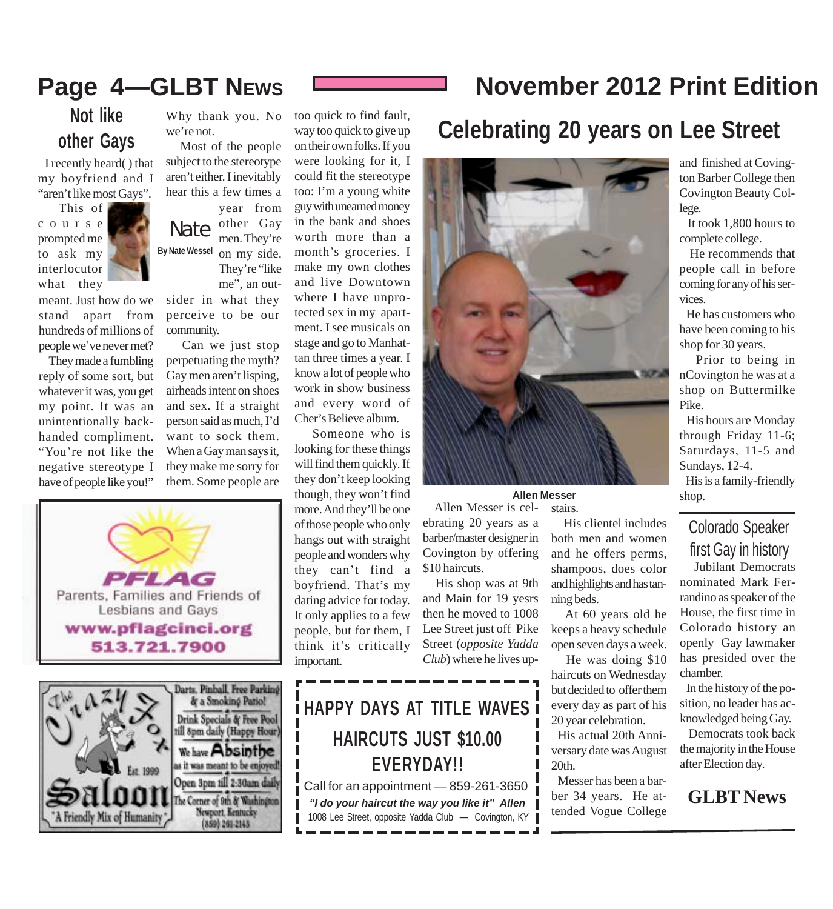# Not like other Gays

**Nate**

By Nate Wessel

I recently heard( ) that my boyfriend and I "aren't like most Gays".

This of course prompted me to ask my interlocutor what they meant. Just how do we stand apart from hundreds of millions of people we've never met?

They made a fumbling reply of some sort, but whatever it was, you get my point. It was an unintentionally backhanded compliment. "You're not like the negative stereotype I have of people like you!"

Why thank you. No we're not.

Most of the people subject to the stereotype aren't either. I inevitably hear this a few times a year from other Gay men. They're on my side. They're "like me", an outsider in what they perceive to be our community.

Can we just stop perpetuating the myth? Gay men aren't lisping, airheads intent on shoes and sex. If a straight person said as much, I'd want to sock them. When a Gay man says it, they make me sorry for them. Some people are too quick to find fault, way too quick to give up on their own folks. If you were looking for it, I could fit the stereotype too: I'm a young white guy with unearned money in the bank and shoes worth more than a month's groceries. I make my own clothes and live Downtown where I have unprotected sex in my apartment. I see musicals on stage and go to Manhattan three times a year. I know a lot of people who work in show business and every word of Cher's Believe album.

Someone who is looking for these things will find them quickly. If they don't keep looking though, they won't find more. And they'll be one of those people who only hangs out with straight people and wonders why they can't find a boyfriend. That's my dating advice for today. It only applies to a few people, but for them, I think it's critically important.

PFLAG
Parents, Families and Friends of Lesbians and Gays
www.pflagcinci.org
513.721.7900

The Crazy Fox Saloon
Est. 1999
"A Friendly Mix of Humanity"
Darts, Pinball, Free Parking & a Smoking Patio!
Drink Specials & Free Pool till 8pm daily (Happy Hour)
We have Absinthe as it was meant to be enjoyed!
Open 3pm till 2:30am daily
The Corner of 9th & Washington
Newport, Kentucky
(859) 261-2143

# Celebrating 20 years on Lee Street

**Allen Messer**

Allen Messer is celebrating 20 years as a barber/master designer in Covington by offering $10 haircuts.

His shop was at 9th and Main for 19 yesrs then he moved to 1008 Lee Street just off Pike Street (*opposite Yadda Club*) where he lives upstairs.

His clientel includes both men and women and he offers perms, shampoos, does color and highlights and has tanning beds.

At 60 years old he keeps a heavy schedule open seven days a week.

He was doing $10 haircuts on Wednesday but decided to offer them every day as part of his 20 year celebration.

His actual 20th Anniversary date was August 20th.

Messer has been a barber 34 years. He attended Vogue College and finished at Covington Barber College then Covington Beauty College.

It took 1,800 hours to complete college.

He recommends that people call in before coming for any of his services.

He has customers who have been coming to his shop for 30 years.

Prior to being in nCovington he was at a shop on Buttermilke Pike.

His hours are Monday through Friday 11-6; Saturdays, 11-5 and Sundays, 12-4.

His is a family-friendly shop.

**HAPPY DAYS AT TITLE WAVES**
**HAIRCUTS JUST $10.00 EVERYDAY!!**
Call for an appointment — 859-261-3650
***"I do your haircut the way you like it" Allen***
1008 Lee Street, opposite Yadda Club — Covington, KY

# Colorado Speaker first Gay in history

Jubilant Democrats nominated Mark Ferrandino as speaker of the House, the first time in Colorado history an openly Gay lawmaker has presided over the chamber.

In the history of the position, no leader has acknowledged being Gay.

Democrats took back the majority in the House after Election day.

**GLBT News**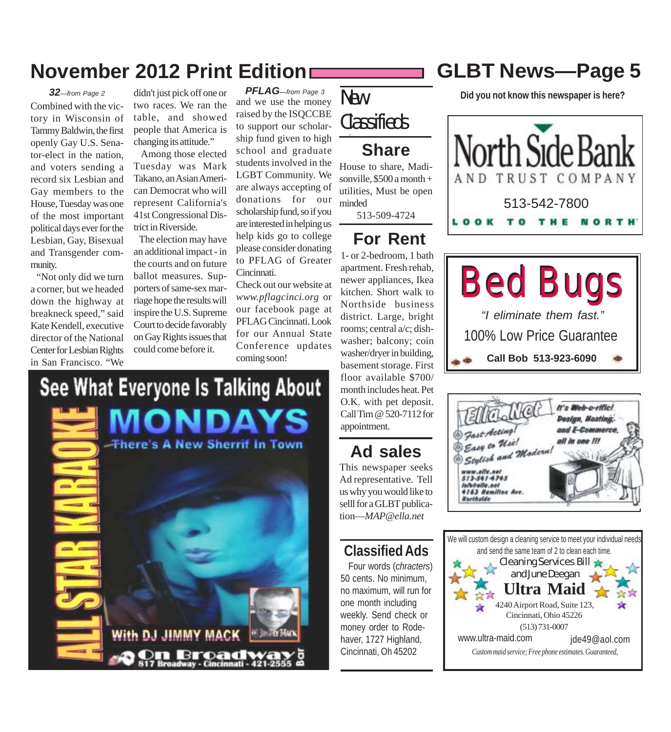***32****—from Page 2*

Combined with the victory in Wisconsin of Tammy Baldwin, the first openly Gay U.S. Senator-elect in the nation, and voters sending a record six Lesbian and Gay members to the House, Tuesday was one of the most important political days ever for the Lesbian, Gay, Bisexual and Transgender community.

"Not only did we turn a corner, but we headed down the highway at breakneck speed," said Kate Kendell, executive director of the National Center for Lesbian Rights in San Francisco. "We didn't just pick off one or two races. We ran the table, and showed people that America is changing its attitude."

Among those elected Tuesday was Mark Takano, an Asian American Democrat who will represent California's 41st Congressional District in Riverside.

The election may have an additional impact - in the courts and on future ballot measures. Supporters of same-sex marriage hope the results will inspire the U.S. Supreme Court to decide favorably on Gay Rights issues that could come before it.

***PFLAG****—from Page 3*

and we use the money raised by the ISQCCBE to support our scholarship fund given to high school and graduate students involved in the LGBT Community. We are always accepting of donations for our scholarship fund, so if you are interested in helping us help kids go to college please consider donating to PFLAG of Greater Cincinnati.

Check out our website at *www.pflagcinci.org* or our facebook page at PFLAG Cincinnati. Look for our Annual State Conference updates coming soon!

See What Everyone Is Talking About

ALL STAR KARAOKE

MONDAYS

There's A New Sherrif In Town

With DJ JIMMY MACK

On Broadway Bar

817 Broadway - Cincinnati - 421-2555

# New Classifieds

## Share

House to share, Madisonville, $500 a month + utilities, Must be open minded

513-509-4724

## For Rent

1- or 2-bedroom, 1 bath apartment. Fresh rehab, newer appliances, Ikea kitchen. Short walk to Northside business district. Large, bright rooms; central a/c; dishwasher; balcony; coin washer/dryer in building, basement storage. First floor available $700/month includes heat. Pet O.K. with pet deposit. Call Tim @ 520-7112 for appointment.

## Ad sales

This newspaper seeks Ad representative. Tell us why you would like to selll for a GLBT publication—*MAP@ella.net*

## Classified Ads

Four words (*chracters*) 50 cents. No minimum, no maximum, will run for one month including weekly. Send check or money order to Rodehaver, 1727 Highland, Cincinnati, Oh 45202

**Did you not know this newspaper is here?**

North Side Bank AND TRUST COMPANY

513-542-7800

LOOK TO THE NORTH

Bed Bugs

*"I eliminate them fast."*

100% Low Price Guarantee

**Call Bob 513-923-6090**

Ella.Net

It's Web-o-riffic! Design, Hosting, and E-Commerce, all in one !!!

Fast-Acting! Easy to Use! Stylish and Modern!

www.ella.net
513-541-4745
info@ella.net
4163 Hamilton Ave.
Northside

We will custom design a cleaning service to meet your individual needs and send the same team of 2 to clean each time.

Cleaning Services Bill and June Deegan

**Ultra Maid**

4240 Airport Road, Suite 123,
Cincinnati, Ohio 45226
(513) 731-0007

www.ultra-maid.com jde49@aol.com

*Custom maid service; Free phone estimates. Guaranteed,*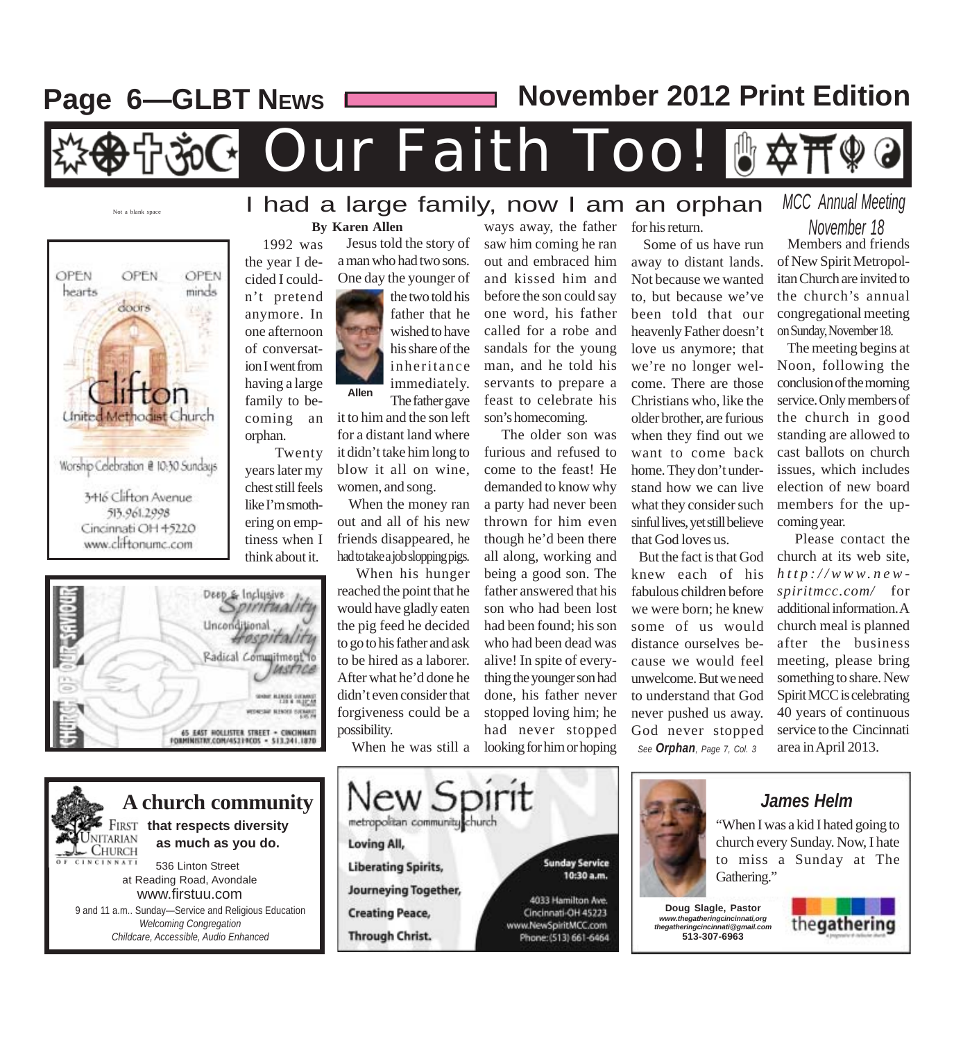# Our Faith Too!

Not a blank space

OPEN hearts OPEN doors OPEN minds

Clifton United Methodist Church

Worship Celebration @ 10:30 Sundays

3416 Clifton Avenue
513.961.2998
Cincinnati OH 45220
www.cliftonumc.com

Church of Our Saviour

Deep & Inclusive Spirituality
Unconditional Hospitality
Radical Commitment to Justice

65 EAST HOLLISTER STREET • CINCINNATI
FORMINISTRY.COM/45219COS • 513.241.1870

## I had a large family, now I am an orphan

**By Karen Allen**

1992 was the year I decided I couldn't pretend anymore. In one afternoon of conversation I went from having a large family to becoming an orphan.

Twenty years later my chest still feels like I'm smothering on emptiness when I think about it.

Jesus told the story of a man who had two sons. One day the younger of the two told his father that he wished to have his share of the inheritance immediately. The father gave it to him and the son left for a distant land where it didn't take him long to blow it all on wine, women, and song.

Allen

When the money ran out and all of his new friends disappeared, he had to take a job slopping pigs.

When his hunger reached the point that he would have gladly eaten the pig feed he decided to go to his father and ask to be hired as a laborer. After what he'd done he didn't even consider that forgiveness could be a possibility.

When he was still a ways away, the father saw him coming he ran out and embraced him and kissed him and before the son could say one word, his father called for a robe and sandals for the young man, and he told his servants to prepare a feast to celebrate his son's homecoming.

The older son was furious and refused to come to the feast! He demanded to know why a party had never been thrown for him even though he'd been there all along, working and being a good son. The father answered that his son who had been lost had been found; his son who had been dead was alive! In spite of everything the younger son had done, his father never stopped loving him; he had never stopped looking for him or hoping for his return.

Some of us have run away to distant lands. Not because we wanted to, but because we've been told that our heavenly Father doesn't love us anymore; that we're no longer welcome. There are those Christians who, like the older brother, are furious when they find out we want to come back home. They don't understand how we can live what they consider such sinful lives, yet still believe that God loves us.

But the fact is that God knew each of his fabulous children before we were born; he knew some of us would distance ourselves because we would feel unwelcome. But we need to understand that God never pushed us away. God never stopped

*See **Orphan**, Page 7, Col. 3*

## *MCC Annual Meeting November 18*

Members and friends of New Spirit Metropolitan Church are invited to the church's annual congregational meeting on Sunday, November 18.

The meeting begins at Noon, following the conclusion of the morning service. Only members of the church in good standing are allowed to cast ballots on church issues, which includes election of new board members for the upcoming year.

Please contact the church at its web site, *http://www.new-spiritmcc.com/* for additional information. A church meal is planned after the business meeting, please bring something to share. New Spirit MCC is celebrating 40 years of continuous service to the Cincinnati area in April 2013.

---

**A church community that respects diversity as much as you do.**

First Unitarian Church of Cincinnati

536 Linton Street
at Reading Road, Avondale
www.firstuu.com
9 and 11 a.m.. Sunday—Service and Religious Education
*Welcoming Congregation*
*Childcare, Accessible, Audio Enhanced*

---

New Spirit metropolitan community church

Loving All,
Liberating Spirits,
Journeying Together,
Creating Peace,
Through Christ.

Sunday Service 10:30 a.m.

4033 Hamilton Ave.
Cincinnati-OH 45223
www.NewSpiritMCC.com
Phone: (513) 661-6464

---

***James Helm***

"When I was a kid I hated going to church every Sunday. Now, I hate to miss a Sunday at The Gathering."

**Doug Slagle, Pastor**
***www.thegatheringcincinnati,org***
***thegatheringcincinnati@gmail.com***
**513-307-6963**

thegathering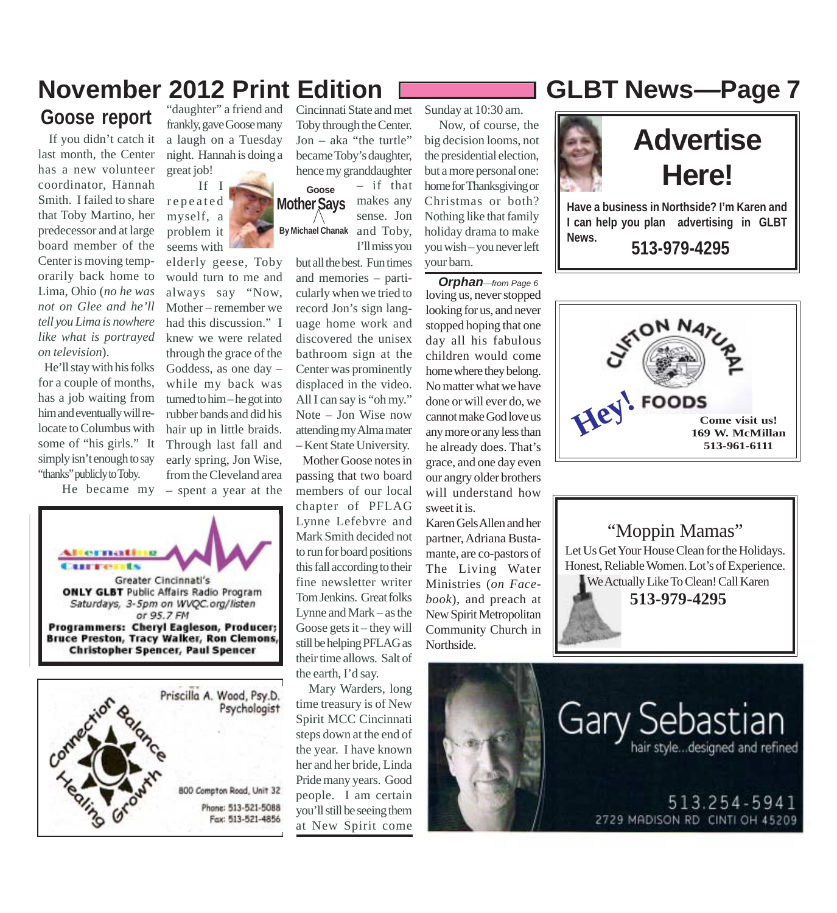## Goose report

If you didn't catch it last month, the Center has a new volunteer coordinator, Hannah Smith. I failed to share that Toby Martino, her predecessor and at large board member of the Center is moving temporarily back home to Lima, Ohio (*no he was not on Glee and he'll tell you Lima is nowhere like what is portrayed on television*).

He'll stay with his folks for a couple of months, has a job waiting from him and eventually will relocate to Columbus with some of "his girls." It simply isn't enough to say "thanks" publicly to Toby.

He became my "daughter" a friend and frankly, gave Goose many a laugh on a Tuesday night. Hannah is doing a great job!

Goose **Mother Says**
By Michael Chanak

If I repeated myself, a problem it seems with elderly geese, Toby would turn to me and always say "Now, Mother – remember we had this discussion." I knew we were related through the grace of the Goddess, as one day – while my back was turned to him – he got into rubber bands and did his hair up in little braids. Through last fall and early spring, Jon Wise, from the Cleveland area – spent a year at the Cincinnati State and met Toby through the Center. Jon – aka "the turtle" became Toby's daughter, hence my granddaughter – if that makes any sense. Jon and Toby, I'll miss you but all the best. Fun times and memories – particularly when we tried to record Jon's sign language home work and discovered the unisex bathroom sign at the Center was prominently displaced in the video. All I can say is "oh my." Note – Jon Wise now attending my Alma mater – Kent State University.

Mother Goose notes in passing that two board members of our local chapter of PFLAG Lynne Lefebvre and Mark Smith decided not to run for board positions this fall according to their fine newsletter writer Tom Jenkins. Great folks Lynne and Mark – as the Goose gets it – they will still be helping PFLAG as their time allows. Salt of the earth, I'd say.

Mary Warders, long time treasury is of New Spirit MCC Cincinnati steps down at the end of the year. I have known her and her bride, Linda Pride many years. Good people. I am certain you'll still be seeing them at New Spirit come Sunday at 10:30 am.

Now, of course, the big decision looms, not the presidential election, but a more personal one: home for Thanksgiving or Christmas or both? Nothing like that family holiday drama to make you wish – you never left your barn.

***Orphan****—from Page 6*

loving us, never stopped looking for us, and never stopped hoping that one day all his fabulous children would come home where they belong. No matter what we have done or will ever do, we cannot make God love us any more or any less than he already does. That's grace, and one day even our angry older brothers will understand how sweet it is.

Karen Gels Allen and her partner, Adriana Bustamante, are co-pastors of The Living Water Ministries (*on Facebook*), and preach at New Spirit Metropolitan Community Church in Northside.

---

**Alternative Currents**
Greater Cincinnati's
**ONLY GLBT** Public Affairs Radio Program
*Saturdays, 3-5pm on WVQC.org/listen or 95.7 FM*
**Programmers: Cheryl Eagleson, Producer; Bruce Preston, Tracy Walker, Ron Clemons, Christopher Spencer, Paul Spencer**

---

Connection Balance Healing Growth
Priscilla A. Wood, Psy.D.
Psychologist
800 Compton Road, Unit 32
Phone: 513-521-5088
Fax: 513-521-4856

---

# Advertise Here!

**Have a business in Northside? I'm Karen and I can help you plan advertising in GLBT News.**

**513-979-4295**

---

Clifton Natural Foods
Hey!
**Come visit us!**
**169 W. McMillan**
**513-961-6111**

---

"Moppin Mamas"
Let Us Get Your House Clean for the Holidays.
Honest, Reliable Women. Lot's of Experience.
We Actually Like To Clean! Call Karen
**513-979-4295**

---

Gary Sebastian
hair style...designed and refined
513.254.5941
2729 MADISON RD CINTI OH 45209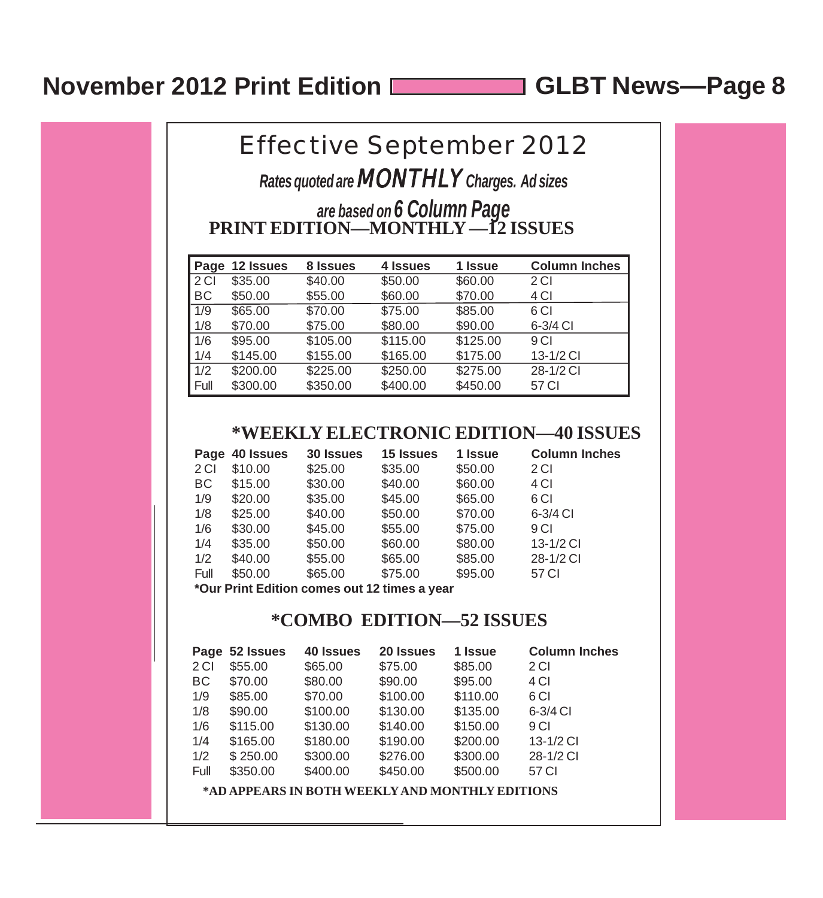# Effective September 2012

***Rates quoted are MONTHLY Charges. Ad sizes are based on 6 Column Page***

## PRINT EDITION—MONTHLY —12 ISSUES

| Page | 12 Issues | 8 Issues | 4 Issues | 1 Issue | Column Inches |
|---|---|---|---|---|---|
| 2 CI | $35.00 | $40.00 | $50.00 | $60.00 | 2 CI |
| BC | $50.00 | $55.00 | $60.00 | $70.00 | 4 CI |
| 1/9 | $65.00 | $70.00 | $75.00 | $85.00 | 6 CI |
| 1/8 | $70.00 | $75.00 | $80.00 | $90.00 | 6-3/4 CI |
| 1/6 | $95.00 | $105.00 | $115.00 | $125.00 | 9 CI |
| 1/4 | $145.00 | $155.00 | $165.00 | $175.00 | 13-1/2 CI |
| 1/2 | $200.00 | $225.00 | $250.00 | $275.00 | 28-1/2 CI |
| Full | $300.00 | $350.00 | $400.00 | $450.00 | 57 CI |

## *WEEKLY ELECTRONIC EDITION—40 ISSUES

| Page | 40 Issues | 30 Issues | 15 Issues | 1 Issue | Column Inches |
|---|---|---|---|---|---|
| 2 CI | $10.00 | $25.00 | $35.00 | $50.00 | 2 CI |
| BC | $15.00 | $30.00 | $40.00 | $60.00 | 4 CI |
| 1/9 | $20.00 | $35.00 | $45.00 | $65.00 | 6 CI |
| 1/8 | $25.00 | $40.00 | $50.00 | $70.00 | 6-3/4 CI |
| 1/6 | $30.00 | $45.00 | $55.00 | $75.00 | 9 CI |
| 1/4 | $35.00 | $50.00 | $60.00 | $80.00 | 13-1/2 CI |
| 1/2 | $40.00 | $55.00 | $65.00 | $85.00 | 28-1/2 CI |
| Full | $50.00 | $65.00 | $75.00 | $95.00 | 57 CI |

**\*Our Print Edition comes out 12 times a year**

## *COMBO EDITION—52 ISSUES

| Page | 52 Issues | 40 Issues | 20 Issues | 1 Issue | Column Inches |
|---|---|---|---|---|---|
| 2 CI | $55.00 | $65.00 | $75.00 | $85.00 | 2 CI |
| BC | $70.00 | $80.00 | $90.00 | $95.00 | 4 CI |
| 1/9 | $85.00 | $70.00 | $100.00 | $110.00 | 6 CI |
| 1/8 | $90.00 | $100.00 | $130.00 | $135.00 | 6-3/4 CI |
| 1/6 | $115.00 | $130.00 | $140.00 | $150.00 | 9 CI |
| 1/4 | $165.00 | $180.00 | $190.00 | $200.00 | 13-1/2 CI |
| 1/2 | $ 250.00 | $300.00 | $276.00 | $300.00 | 28-1/2 CI |
| Full | $350.00 | $400.00 | $450.00 | $500.00 | 57 CI |

**\*AD APPEARS IN BOTH WEEKLY AND MONTHLY EDITIONS**